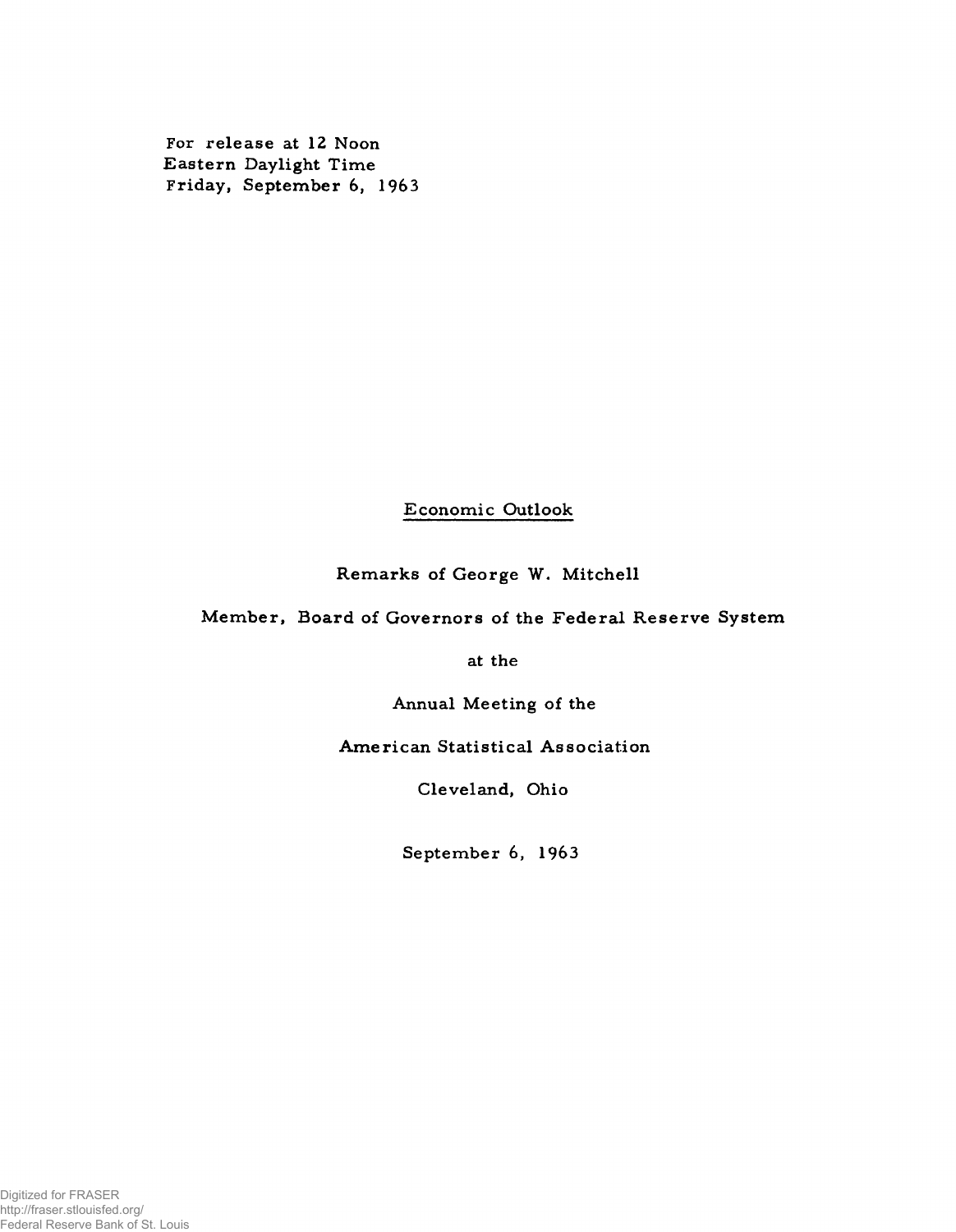For release at 12 Noon
Eastern Daylight Time
Friday, September 6, 1963

# Economic Outlook

Remarks of George W. Mitchell

Member, Board of Governors of the Federal Reserve System

at the

Annual Meeting of the

American Statistical Association

Cleveland, Ohio

September 6, 1963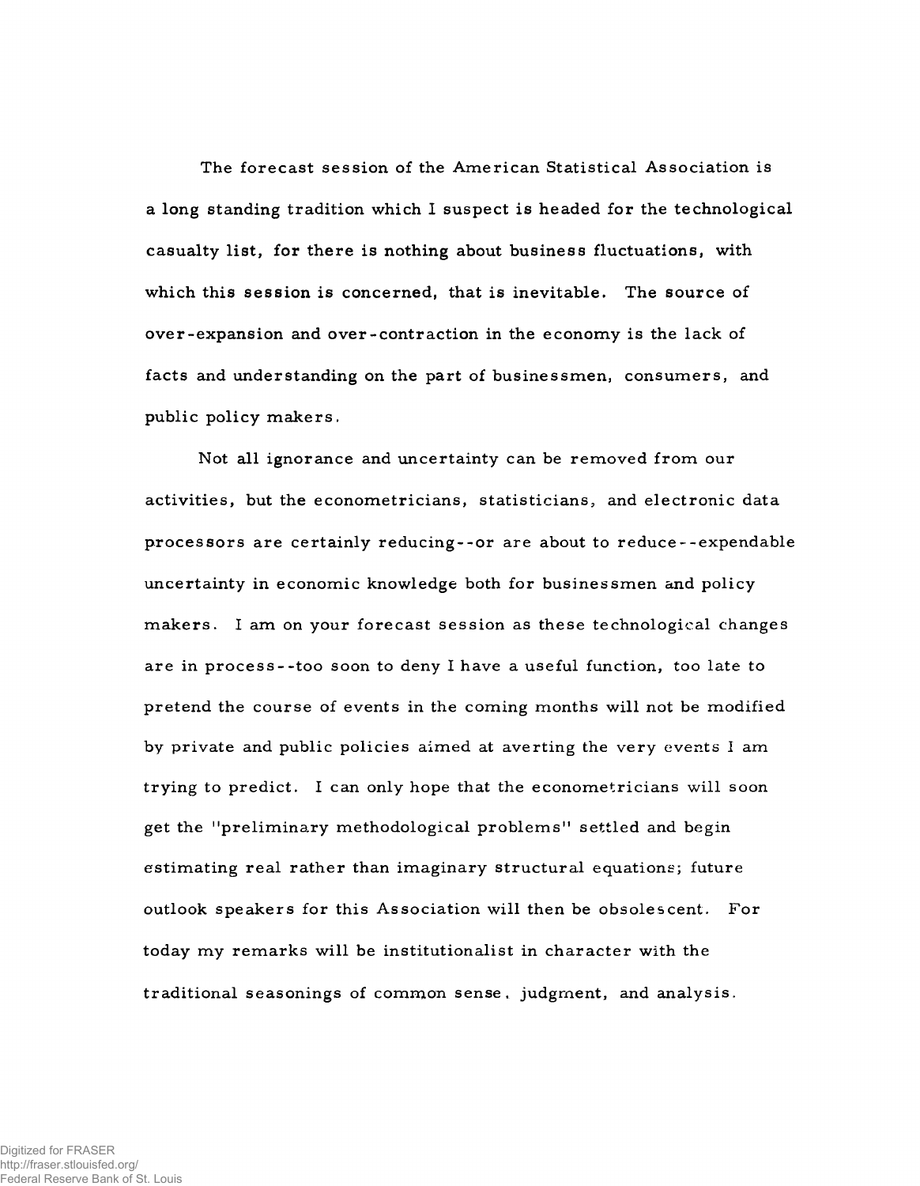The forecast session of the American Statistical Association is a long standing tradition which I suspect is headed for the technological casualty list, for there is nothing about business fluctuations, with which this session is concerned, that is inevitable. The source of over-expansion and over-contraction in the economy is the lack of facts and understanding on the part of businessmen, consumers, and public policy makers.

Not all ignorance and uncertainty can be removed from our activities, but the econometricians, statisticians, and electronic data processors are certainly reducing--or are about to reduce--expendable uncertainty in economic knowledge both for businessmen and policy makers. I am on your forecast session as these technological changes are in process--too soon to deny I have a useful function, too late to pretend the course of events in the coming months will not be modified by private and public policies aimed at averting the very events I am trying to predict. I can only hope that the econometricians will soon get the "preliminary methodological problems" settled and begin estimating real rather than imaginary structural equations; future outlook speakers for this Association will then be obsolescent. For today my remarks will be institutionalist in character with the traditional seasonings of common sense, judgment, and analysis.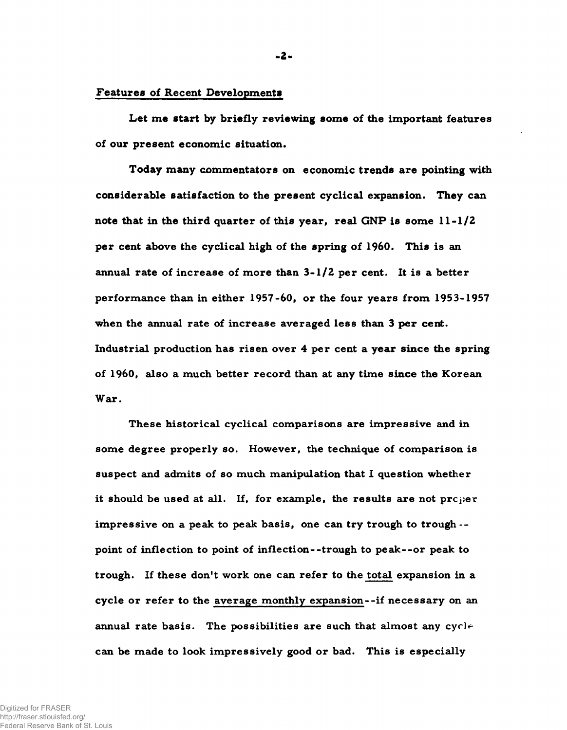## Features of Recent Developments

Let me start by briefly reviewing some of the important features of our present economic situation.

Today many commentators on economic trends are pointing with considerable satisfaction to the present cyclical expansion. They can note that in the third quarter of this year, real GNP is some 11-1/2 per cent above the cyclical high of the spring of 1960. This is an annual rate of increase of more than 3-1/2 per cent. It is a better performance than in either 1957-60, or the four years from 1953-1957 when the annual rate of increase averaged less than 3 per cent. Industrial production has risen over 4 per cent a year since the spring of 1960, also a much better record than at any time since the Korean War.

These historical cyclical comparisons are impressive and in some degree properly so. However, the technique of comparison is suspect and admits of so much manipulation that I question whether it should be used at all. If, for example, the results are not proper impressive on a peak to peak basis, one can try trough to trough--point of inflection to point of inflection--trough to peak--or peak to trough. If these don't work one can refer to the <u>total</u> expansion in a cycle or refer to the <u>average monthly expansion</u>--if necessary on an annual rate basis. The possibilities are such that almost any cycle can be made to look impressively good or bad. This is especially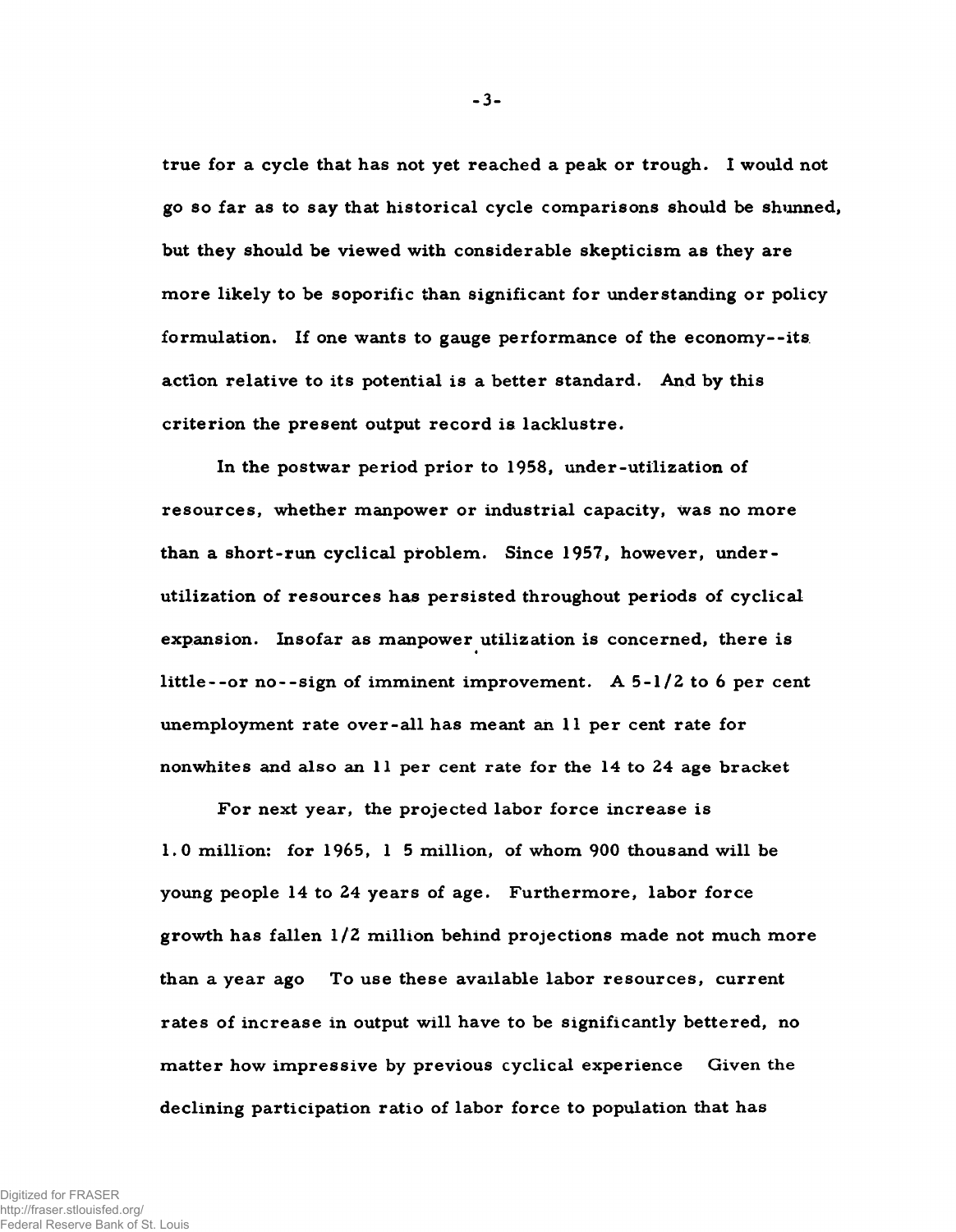true for a cycle that has not yet reached a peak or trough. I would not go so far as to say that historical cycle comparisons should be shunned, but they should be viewed with considerable skepticism as they are more likely to be soporific than significant for understanding or policy formulation. If one wants to gauge performance of the economy--its action relative to its potential is a better standard. And by this criterion the present output record is lacklustre.

In the postwar period prior to 1958, under-utilization of resources, whether manpower or industrial capacity, was no more than a short-run cyclical problem. Since 1957, however, under-utilization of resources has persisted throughout periods of cyclical expansion. Insofar as manpower utilization is concerned, there is little--or no--sign of imminent improvement. A 5-1/2 to 6 per cent unemployment rate over-all has meant an 11 per cent rate for nonwhites and also an 11 per cent rate for the 14 to 24 age bracket

For next year, the projected labor force increase is 1.0 million: for 1965, 1 5 million, of whom 900 thousand will be young people 14 to 24 years of age. Furthermore, labor force growth has fallen 1/2 million behind projections made not much more than a year ago To use these available labor resources, current rates of increase in output will have to be significantly bettered, no matter how impressive by previous cyclical experience Given the declining participation ratio of labor force to population that has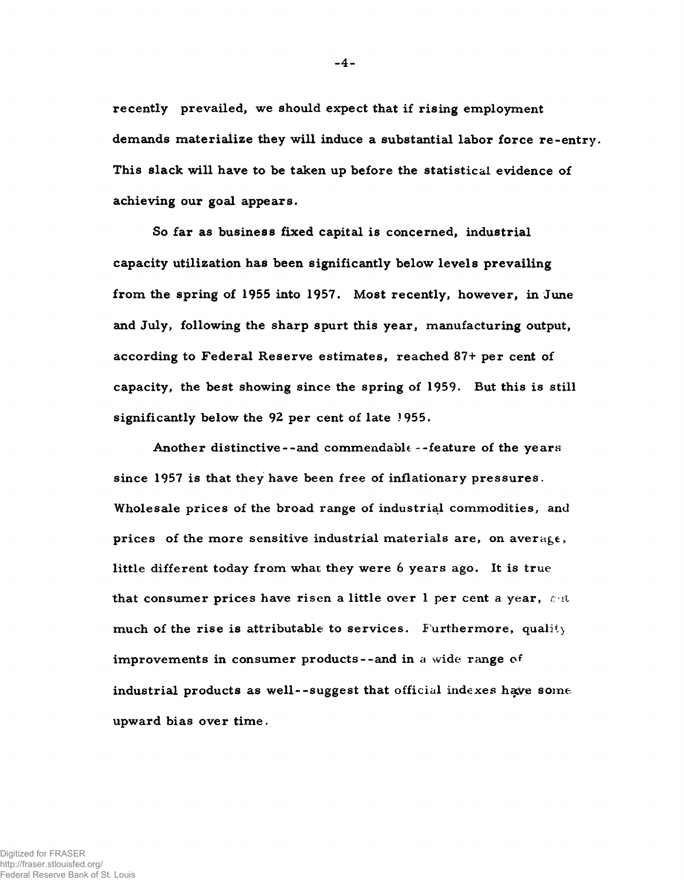recently prevailed, we should expect that if rising employment demands materialize they will induce a substantial labor force re-entry. This slack will have to be taken up before the statistical evidence of achieving our goal appears.

So far as business fixed capital is concerned, industrial capacity utilization has been significantly below levels prevailing from the spring of 1955 into 1957. Most recently, however, in June and July, following the sharp spurt this year, manufacturing output, according to Federal Reserve estimates, reached 87+ per cent of capacity, the best showing since the spring of 1959. But this is still significantly below the 92 per cent of late 1955.

Another distinctive--and commendable--feature of the years since 1957 is that they have been free of inflationary pressures. Wholesale prices of the broad range of industrial commodities, and prices of the more sensitive industrial materials are, on average, little different today from what they were 6 years ago. It is true that consumer prices have risen a little over 1 per cent a year, but much of the rise is attributable to services. Furthermore, quality improvements in consumer products--and in a wide range of industrial products as well--suggest that official indexes have some upward bias over time.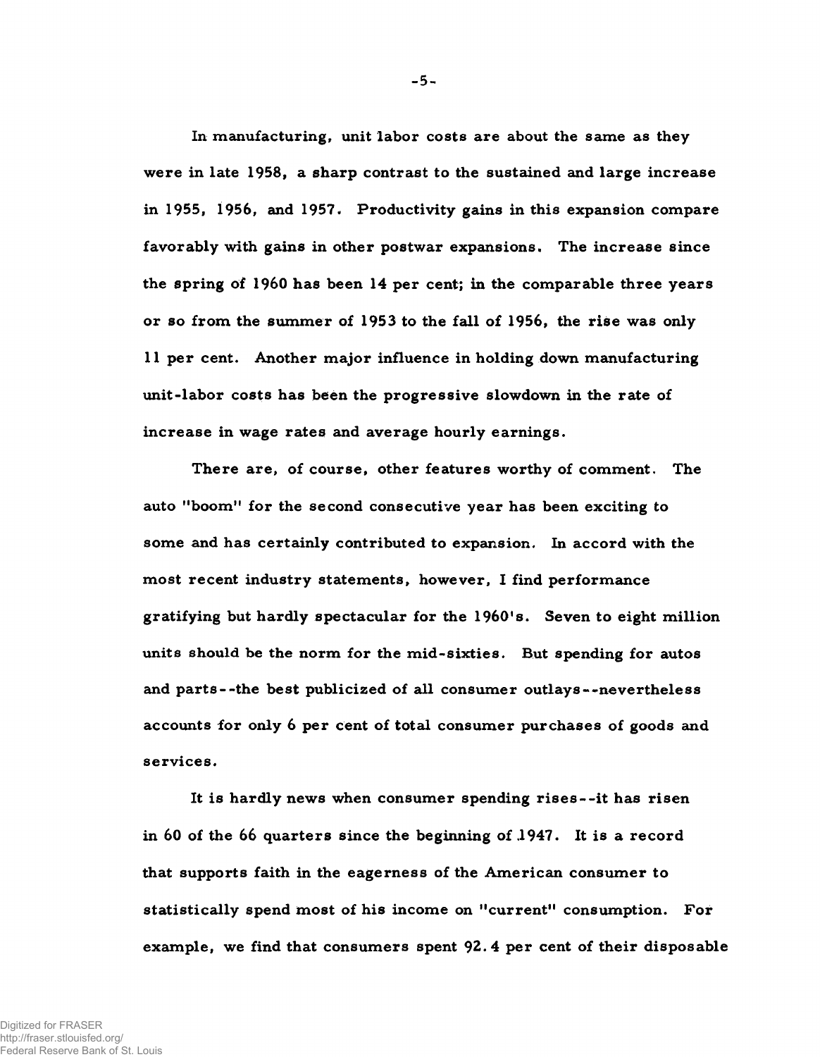In manufacturing, unit labor costs are about the same as they were in late 1958, a sharp contrast to the sustained and large increase in 1955, 1956, and 1957. Productivity gains in this expansion compare favorably with gains in other postwar expansions. The increase since the spring of 1960 has been 14 per cent; in the comparable three years or so from the summer of 1953 to the fall of 1956, the rise was only 11 per cent. Another major influence in holding down manufacturing unit-labor costs has been the progressive slowdown in the rate of increase in wage rates and average hourly earnings.

There are, of course, other features worthy of comment. The auto "boom" for the second consecutive year has been exciting to some and has certainly contributed to expansion. In accord with the most recent industry statements, however, I find performance gratifying but hardly spectacular for the 1960's. Seven to eight million units should be the norm for the mid-sixties. But spending for autos and parts--the best publicized of all consumer outlays--nevertheless accounts for only 6 per cent of total consumer purchases of goods and services.

It is hardly news when consumer spending rises--it has risen in 60 of the 66 quarters since the beginning of 1947. It is a record that supports faith in the eagerness of the American consumer to statistically spend most of his income on "current" consumption. For example, we find that consumers spent 92.4 per cent of their disposable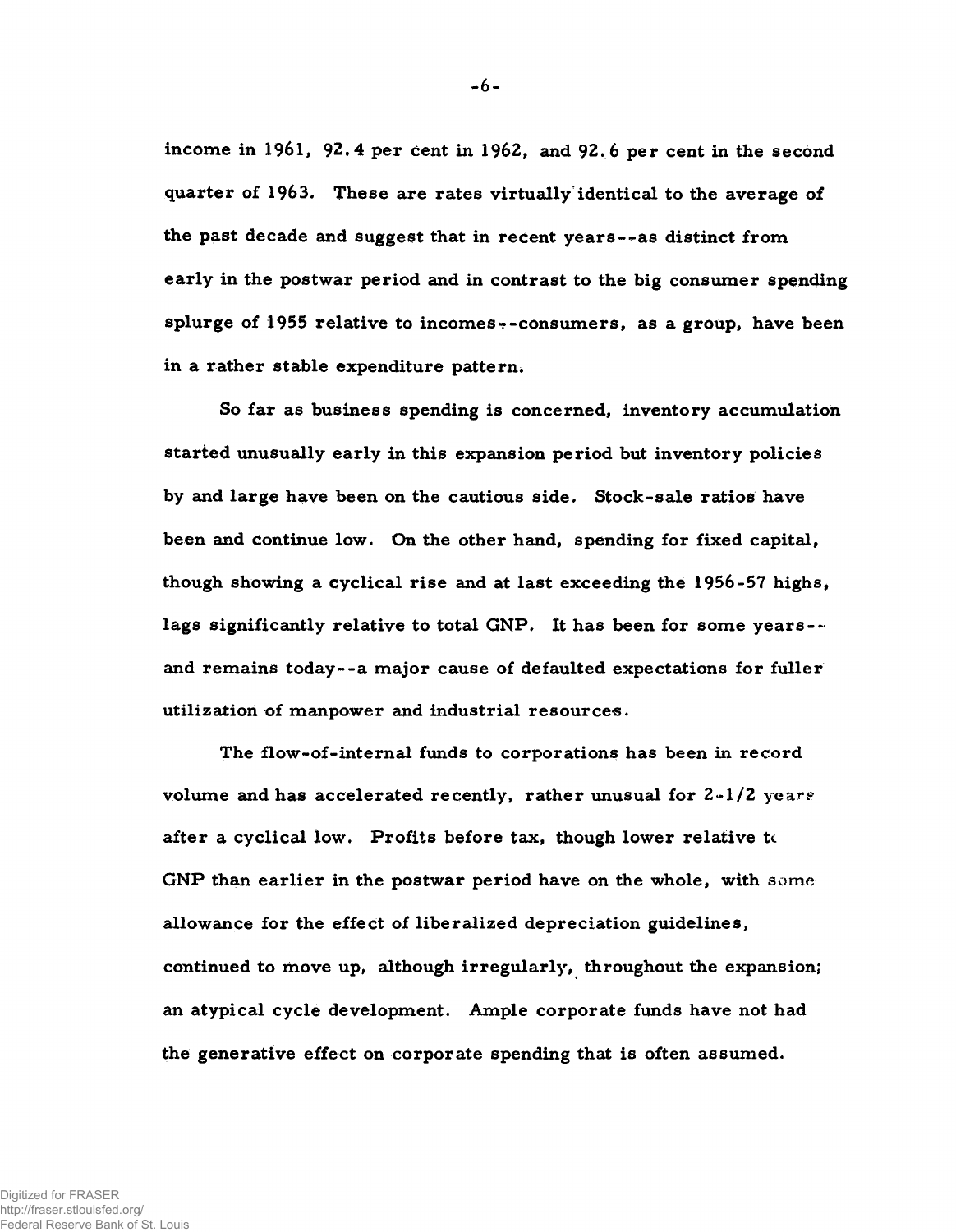income in 1961, 92.4 per cent in 1962, and 92.6 per cent in the second quarter of 1963. These are rates virtually identical to the average of the past decade and suggest that in recent years--as distinct from early in the postwar period and in contrast to the big consumer spending splurge of 1955 relative to incomes--consumers, as a group, have been in a rather stable expenditure pattern.

So far as business spending is concerned, inventory accumulation started unusually early in this expansion period but inventory policies by and large have been on the cautious side. Stock-sale ratios have been and continue low. On the other hand, spending for fixed capital, though showing a cyclical rise and at last exceeding the 1956-57 highs, lags significantly relative to total GNP. It has been for some years--and remains today--a major cause of defaulted expectations for fuller utilization of manpower and industrial resources.

The flow-of-internal funds to corporations has been in record volume and has accelerated recently, rather unusual for 2-1/2 years after a cyclical low. Profits before tax, though lower relative to GNP than earlier in the postwar period have on the whole, with some allowance for the effect of liberalized depreciation guidelines, continued to move up, although irregularly, throughout the expansion; an atypical cycle development. Ample corporate funds have not had the generative effect on corporate spending that is often assumed.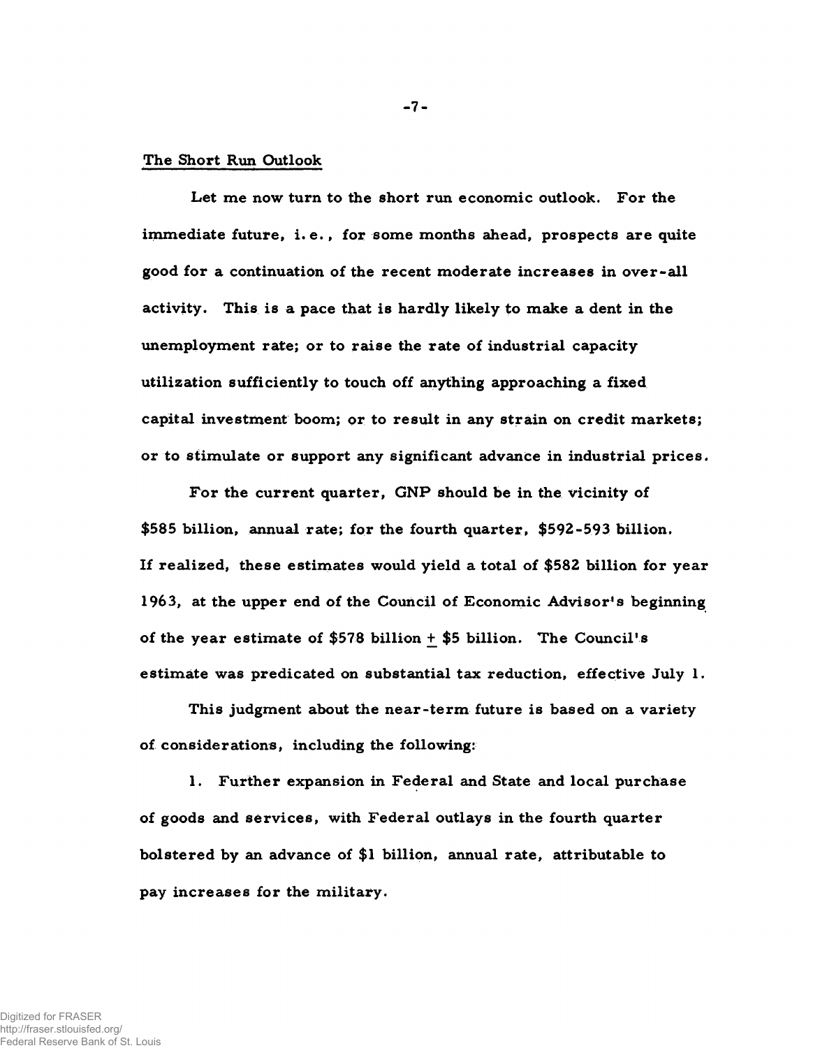## The Short Run Outlook

Let me now turn to the short run economic outlook. For the immediate future, i.e., for some months ahead, prospects are quite good for a continuation of the recent moderate increases in over-all activity. This is a pace that is hardly likely to make a dent in the unemployment rate; or to raise the rate of industrial capacity utilization sufficiently to touch off anything approaching a fixed capital investment boom; or to result in any strain on credit markets; or to stimulate or support any significant advance in industrial prices.

For the current quarter, GNP should be in the vicinity of $585 billion, annual rate; for the fourth quarter, $592-593 billion. If realized, these estimates would yield a total of $582 billion for year 1963, at the upper end of the Council of Economic Advisor's beginning of the year estimate of $578 billion ± $5 billion. The Council's estimate was predicated on substantial tax reduction, effective July 1.

This judgment about the near-term future is based on a variety of considerations, including the following:

1. Further expansion in Federal and State and local purchase of goods and services, with Federal outlays in the fourth quarter bolstered by an advance of $1 billion, annual rate, attributable to pay increases for the military.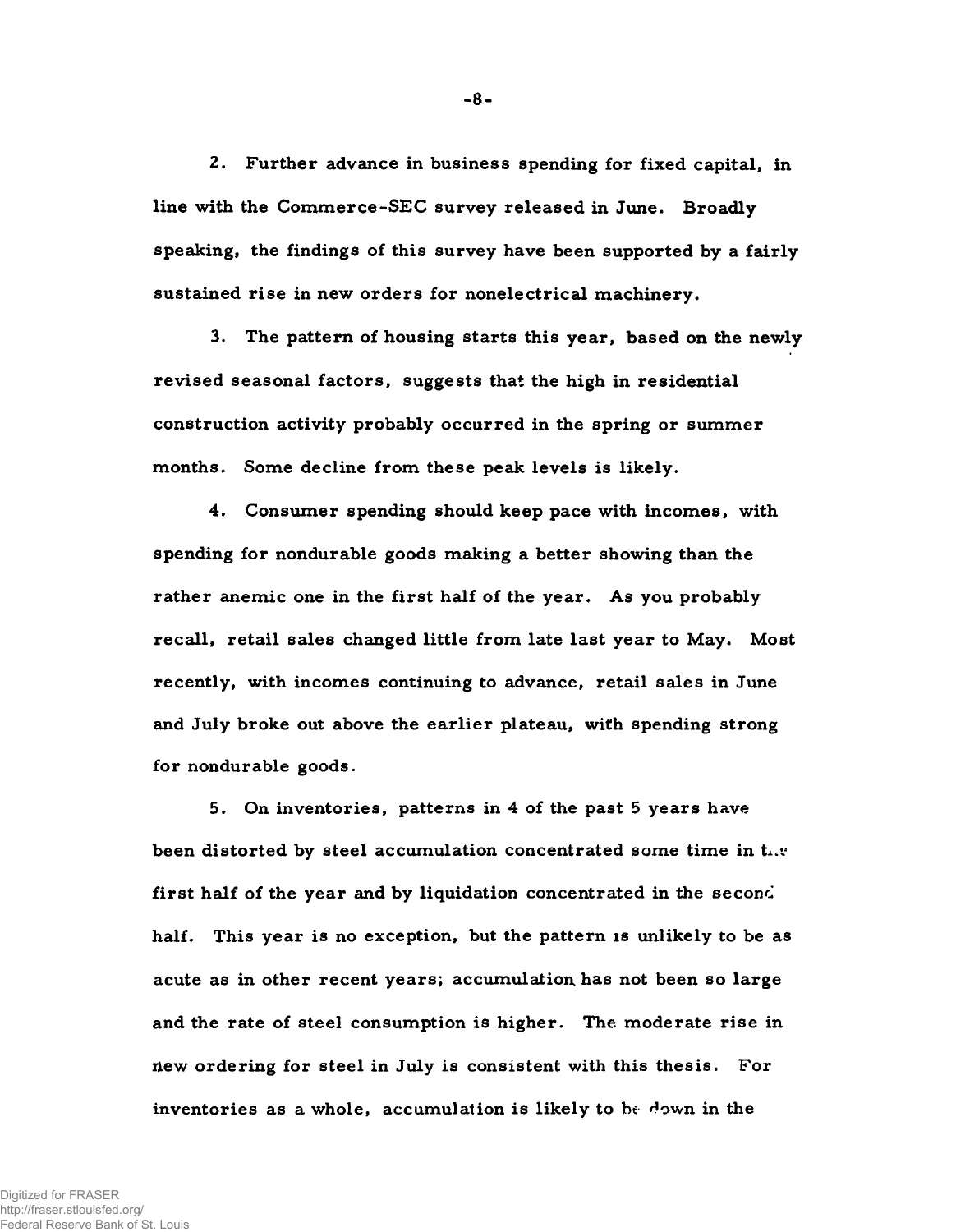2. Further advance in business spending for fixed capital, in line with the Commerce-SEC survey released in June. Broadly speaking, the findings of this survey have been supported by a fairly sustained rise in new orders for nonelectrical machinery.

3. The pattern of housing starts this year, based on the newly revised seasonal factors, suggests that the high in residential construction activity probably occurred in the spring or summer months. Some decline from these peak levels is likely.

4. Consumer spending should keep pace with incomes, with spending for nondurable goods making a better showing than the rather anemic one in the first half of the year. As you probably recall, retail sales changed little from late last year to May. Most recently, with incomes continuing to advance, retail sales in June and July broke out above the earlier plateau, with spending strong for nondurable goods.

5. On inventories, patterns in 4 of the past 5 years have been distorted by steel accumulation concentrated some time in the first half of the year and by liquidation concentrated in the second half. This year is no exception, but the pattern is unlikely to be as acute as in other recent years; accumulation has not been so large and the rate of steel consumption is higher. The moderate rise in new ordering for steel in July is consistent with this thesis. For inventories as a whole, accumulation is likely to be down in the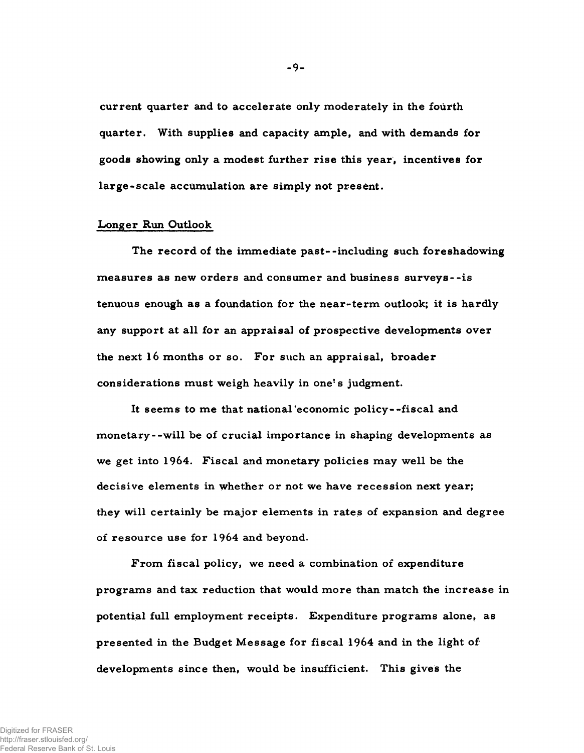current quarter and to accelerate only moderately in the fourth quarter. With supplies and capacity ample, and with demands for goods showing only a modest further rise this year, incentives for large-scale accumulation are simply not present.

## Longer Run Outlook

The record of the immediate past--including such foreshadowing measures as new orders and consumer and business surveys--is tenuous enough as a foundation for the near-term outlook; it is hardly any support at all for an appraisal of prospective developments over the next 16 months or so. For such an appraisal, broader considerations must weigh heavily in one's judgment.

It seems to me that national economic policy--fiscal and monetary--will be of crucial importance in shaping developments as we get into 1964. Fiscal and monetary policies may well be the decisive elements in whether or not we have recession next year; they will certainly be major elements in rates of expansion and degree of resource use for 1964 and beyond.

From fiscal policy, we need a combination of expenditure programs and tax reduction that would more than match the increase in potential full employment receipts. Expenditure programs alone, as presented in the Budget Message for fiscal 1964 and in the light of developments since then, would be insufficient. This gives the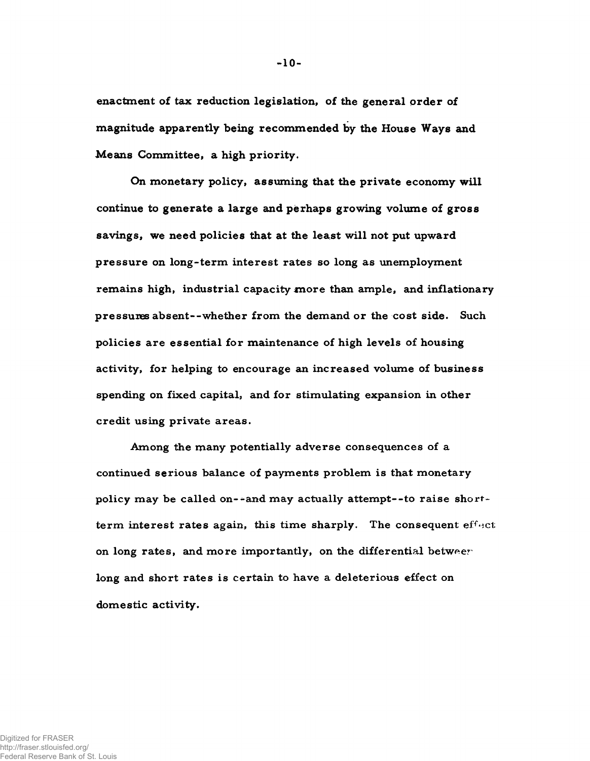enactment of tax reduction legislation, of the general order of magnitude apparently being recommended by the House Ways and Means Committee, a high priority.

On monetary policy, assuming that the private economy will continue to generate a large and perhaps growing volume of gross savings, we need policies that at the least will not put upward pressure on long-term interest rates so long as unemployment remains high, industrial capacity more than ample, and inflationary pressures absent--whether from the demand or the cost side. Such policies are essential for maintenance of high levels of housing activity, for helping to encourage an increased volume of business spending on fixed capital, and for stimulating expansion in other credit using private areas.

Among the many potentially adverse consequences of a continued serious balance of payments problem is that monetary policy may be called on--and may actually attempt--to raise short-term interest rates again, this time sharply. The consequent effect on long rates, and more importantly, on the differential between long and short rates is certain to have a deleterious effect on domestic activity.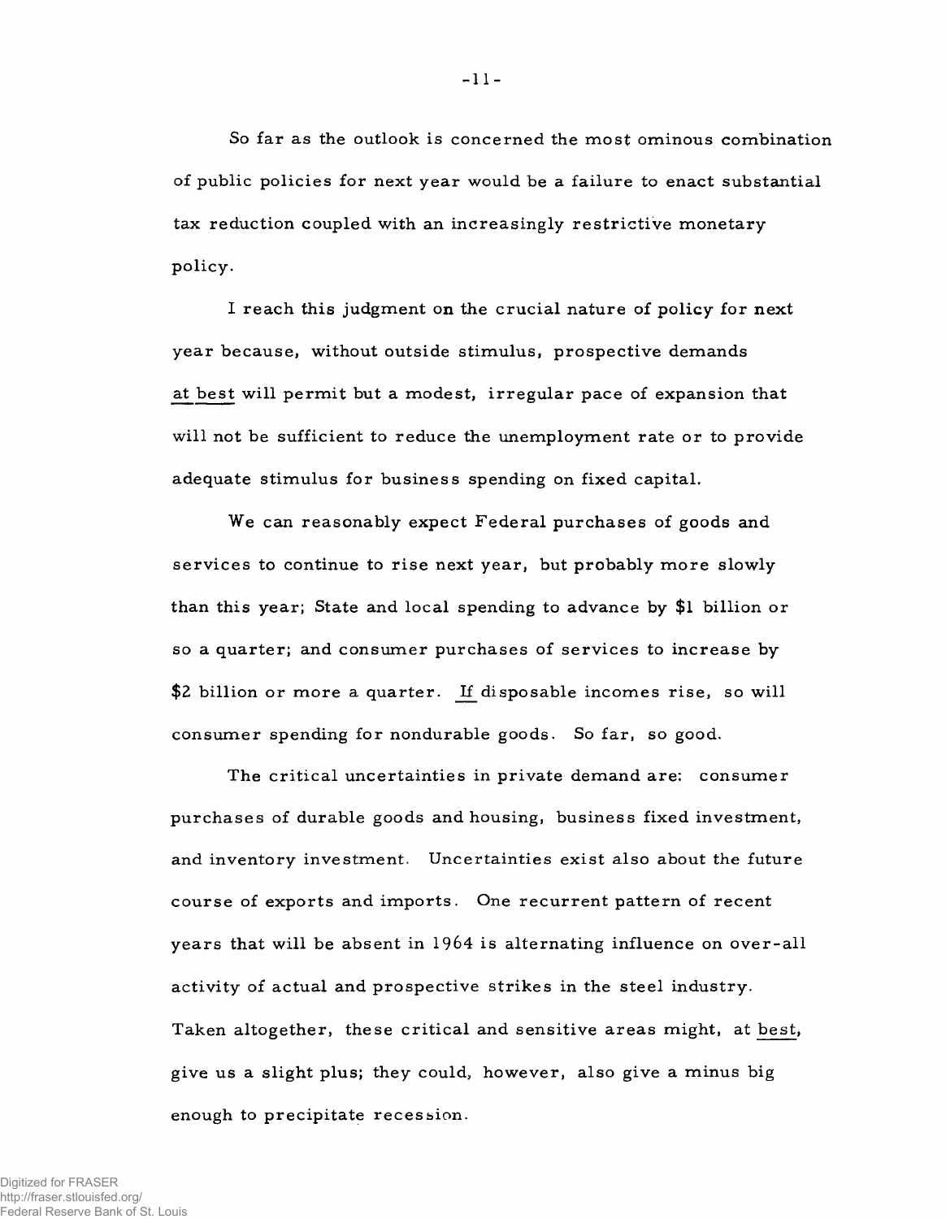So far as the outlook is concerned the most ominous combination of public policies for next year would be a failure to enact substantial tax reduction coupled with an increasingly restrictive monetary policy.

I reach this judgment on the crucial nature of policy for next year because, without outside stimulus, prospective demands <u>at best</u> will permit but a modest, irregular pace of expansion that will not be sufficient to reduce the unemployment rate or to provide adequate stimulus for business spending on fixed capital.

We can reasonably expect Federal purchases of goods and services to continue to rise next year, but probably more slowly than this year; State and local spending to advance by $1 billion or so a quarter; and consumer purchases of services to increase by $2 billion or more a quarter. <u>If</u> disposable incomes rise, so will consumer spending for nondurable goods. So far, so good.

The critical uncertainties in private demand are: consumer purchases of durable goods and housing, business fixed investment, and inventory investment. Uncertainties exist also about the future course of exports and imports. One recurrent pattern of recent years that will be absent in 1964 is alternating influence on over-all activity of actual and prospective strikes in the steel industry. Taken altogether, these critical and sensitive areas might, at <u>best</u>, give us a slight plus; they could, however, also give a minus big enough to precipitate recession.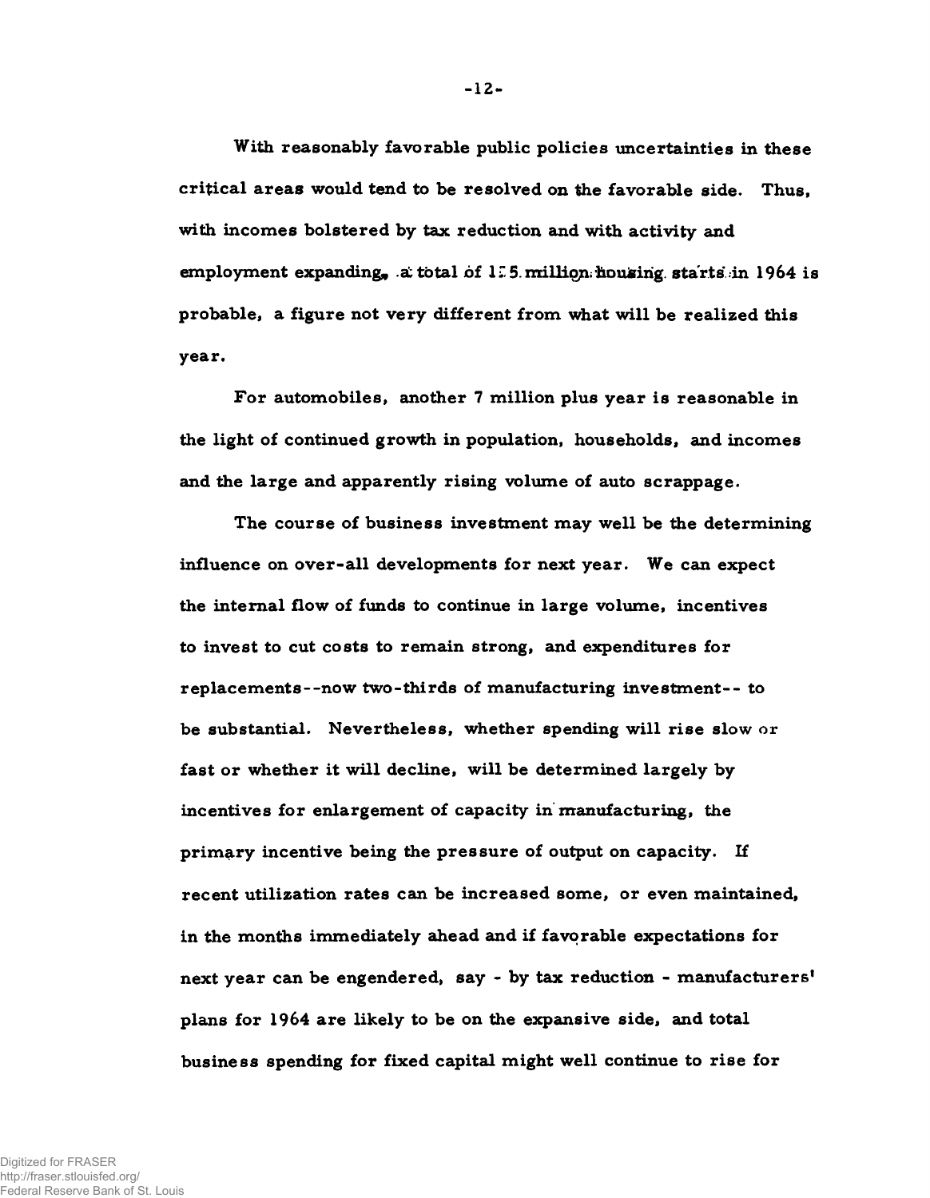With reasonably favorable public policies uncertainties in these critical areas would tend to be resolved on the favorable side. Thus, with incomes bolstered by tax reduction and with activity and employment expanding, a total of 1.5 million housing starts in 1964 is probable, a figure not very different from what will be realized this year.

For automobiles, another 7 million plus year is reasonable in the light of continued growth in population, households, and incomes and the large and apparently rising volume of auto scrappage.

The course of business investment may well be the determining influence on over-all developments for next year. We can expect the internal flow of funds to continue in large volume, incentives to invest to cut costs to remain strong, and expenditures for replacements--now two-thirds of manufacturing investment-- to be substantial. Nevertheless, whether spending will rise slow or fast or whether it will decline, will be determined largely by incentives for enlargement of capacity in manufacturing, the primary incentive being the pressure of output on capacity. If recent utilization rates can be increased some, or even maintained, in the months immediately ahead and if favorable expectations for next year can be engendered, say - by tax reduction - manufacturers' plans for 1964 are likely to be on the expansive side, and total business spending for fixed capital might well continue to rise for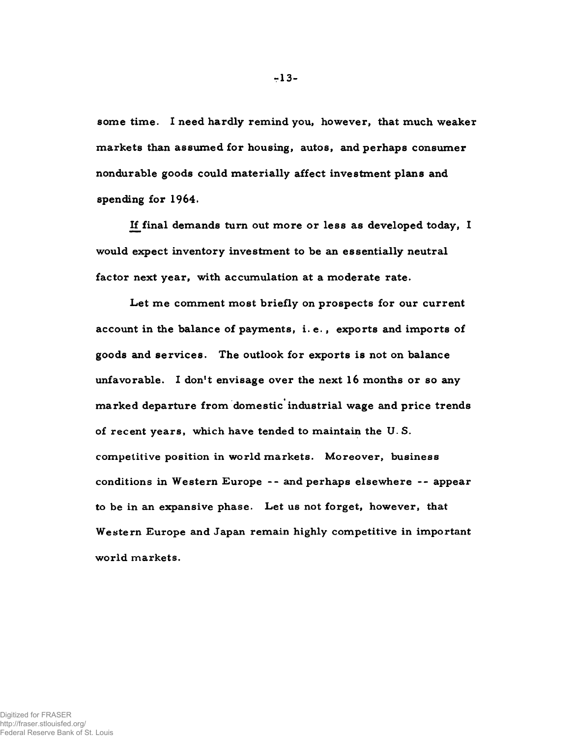some time. I need hardly remind you, however, that much weaker markets than assumed for housing, autos, and perhaps consumer nondurable goods could materially affect investment plans and spending for 1964.

*If* final demands turn out more or less as developed today, I would expect inventory investment to be an essentially neutral factor next year, with accumulation at a moderate rate.

Let me comment most briefly on prospects for our current account in the balance of payments, i.e., exports and imports of goods and services. The outlook for exports is not on balance unfavorable. I don't envisage over the next 16 months or so any marked departure from domestic industrial wage and price trends of recent years, which have tended to maintain the U.S. competitive position in world markets. Moreover, business conditions in Western Europe -- and perhaps elsewhere -- appear to be in an expansive phase. Let us not forget, however, that Western Europe and Japan remain highly competitive in important world markets.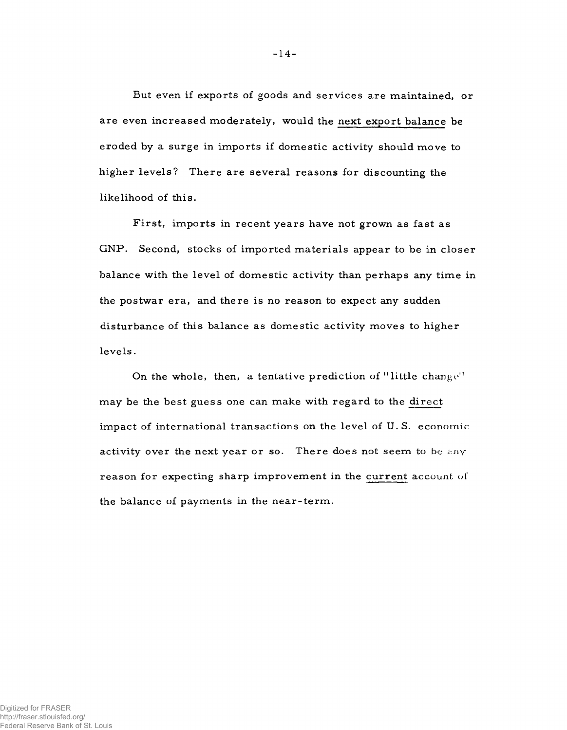But even if exports of goods and services are maintained, or are even increased moderately, would the <u>next export balance</u> be eroded by a surge in imports if domestic activity should move to higher levels? There are several reasons for discounting the likelihood of this.

First, imports in recent years have not grown as fast as GNP. Second, stocks of imported materials appear to be in closer balance with the level of domestic activity than perhaps any time in the postwar era, and there is no reason to expect any sudden disturbance of this balance as domestic activity moves to higher levels.

On the whole, then, a tentative prediction of "little change" may be the best guess one can make with regard to the <u>direct</u> impact of international transactions on the level of U. S. economic activity over the next year or so. There does not seem to be any reason for expecting sharp improvement in the <u>current</u> account of the balance of payments in the near-term.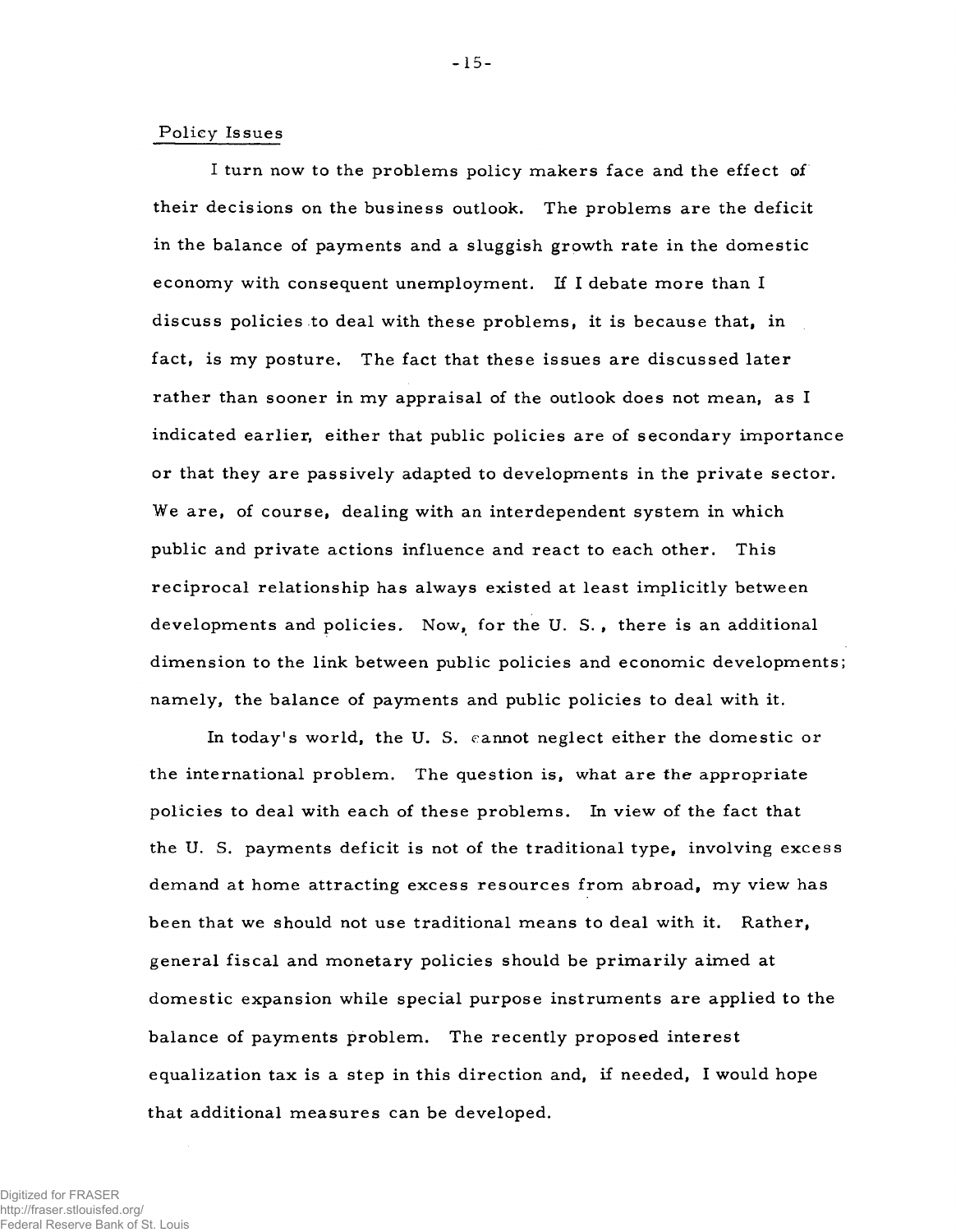## Policy Issues

I turn now to the problems policy makers face and the effect of their decisions on the business outlook. The problems are the deficit in the balance of payments and a sluggish growth rate in the domestic economy with consequent unemployment. If I debate more than I discuss policies to deal with these problems, it is because that, in fact, is my posture. The fact that these issues are discussed later rather than sooner in my appraisal of the outlook does not mean, as I indicated earlier, either that public policies are of secondary importance or that they are passively adapted to developments in the private sector. We are, of course, dealing with an interdependent system in which public and private actions influence and react to each other. This reciprocal relationship has always existed at least implicitly between developments and policies. Now, for the U. S., there is an additional dimension to the link between public policies and economic developments; namely, the balance of payments and public policies to deal with it.

In today's world, the U. S. cannot neglect either the domestic or the international problem. The question is, what are the appropriate policies to deal with each of these problems. In view of the fact that the U. S. payments deficit is not of the traditional type, involving excess demand at home attracting excess resources from abroad, my view has been that we should not use traditional means to deal with it. Rather, general fiscal and monetary policies should be primarily aimed at domestic expansion while special purpose instruments are applied to the balance of payments problem. The recently proposed interest equalization tax is a step in this direction and, if needed, I would hope that additional measures can be developed.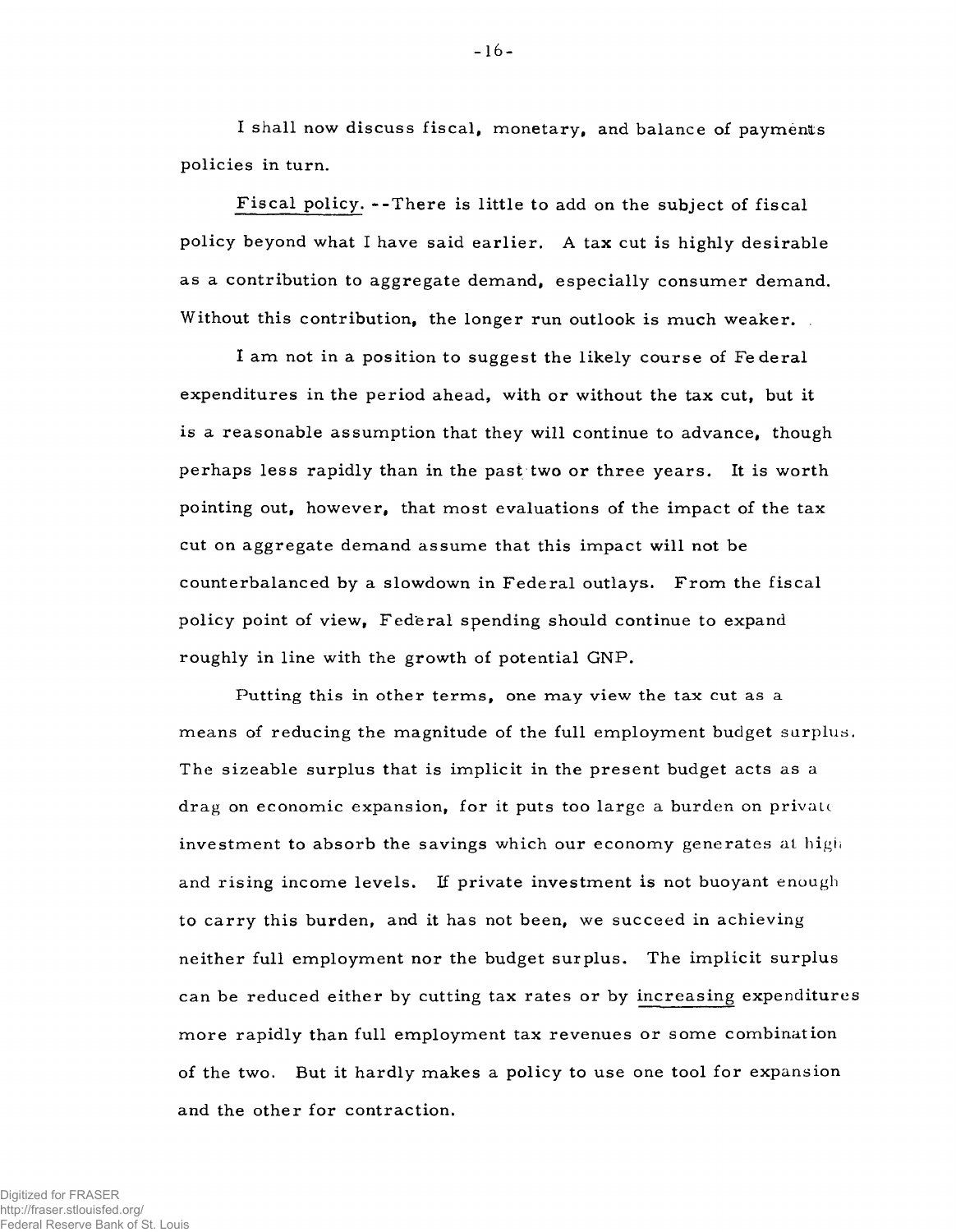I shall now discuss fiscal, monetary, and balance of payments policies in turn.

Fiscal policy. --There is little to add on the subject of fiscal policy beyond what I have said earlier. A tax cut is highly desirable as a contribution to aggregate demand, especially consumer demand. Without this contribution, the longer run outlook is much weaker.

I am not in a position to suggest the likely course of Federal expenditures in the period ahead, with or without the tax cut, but it is a reasonable assumption that they will continue to advance, though perhaps less rapidly than in the past two or three years. It is worth pointing out, however, that most evaluations of the impact of the tax cut on aggregate demand assume that this impact will not be counterbalanced by a slowdown in Federal outlays. From the fiscal policy point of view, Federal spending should continue to expand roughly in line with the growth of potential GNP.

Putting this in other terms, one may view the tax cut as a means of reducing the magnitude of the full employment budget surplus. The sizeable surplus that is implicit in the present budget acts as a drag on economic expansion, for it puts too large a burden on private investment to absorb the savings which our economy generates at high and rising income levels. If private investment is not buoyant enough to carry this burden, and it has not been, we succeed in achieving neither full employment nor the budget surplus. The implicit surplus can be reduced either by cutting tax rates or by increasing expenditures more rapidly than full employment tax revenues or some combination of the two. But it hardly makes a policy to use one tool for expansion and the other for contraction.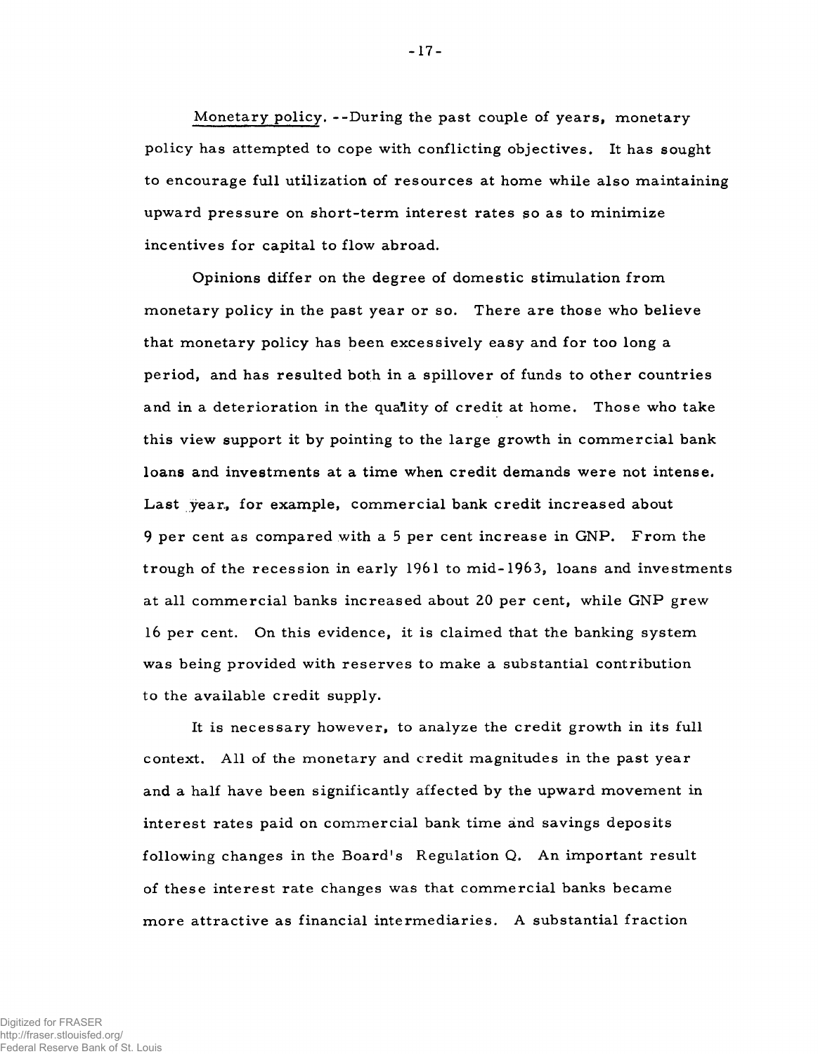Monetary policy.--During the past couple of years, monetary policy has attempted to cope with conflicting objectives. It has sought to encourage full utilization of resources at home while also maintaining upward pressure on short-term interest rates so as to minimize incentives for capital to flow abroad.

Opinions differ on the degree of domestic stimulation from monetary policy in the past year or so. There are those who believe that monetary policy has been excessively easy and for too long a period, and has resulted both in a spillover of funds to other countries and in a deterioration in the quality of credit at home. Those who take this view support it by pointing to the large growth in commercial bank loans and investments at a time when credit demands were not intense. Last year, for example, commercial bank credit increased about 9 per cent as compared with a 5 per cent increase in GNP. From the trough of the recession in early 1961 to mid-1963, loans and investments at all commercial banks increased about 20 per cent, while GNP grew 16 per cent. On this evidence, it is claimed that the banking system was being provided with reserves to make a substantial contribution to the available credit supply.

It is necessary however, to analyze the credit growth in its full context. All of the monetary and credit magnitudes in the past year and a half have been significantly affected by the upward movement in interest rates paid on commercial bank time and savings deposits following changes in the Board's Regulation Q. An important result of these interest rate changes was that commercial banks became more attractive as financial intermediaries. A substantial fraction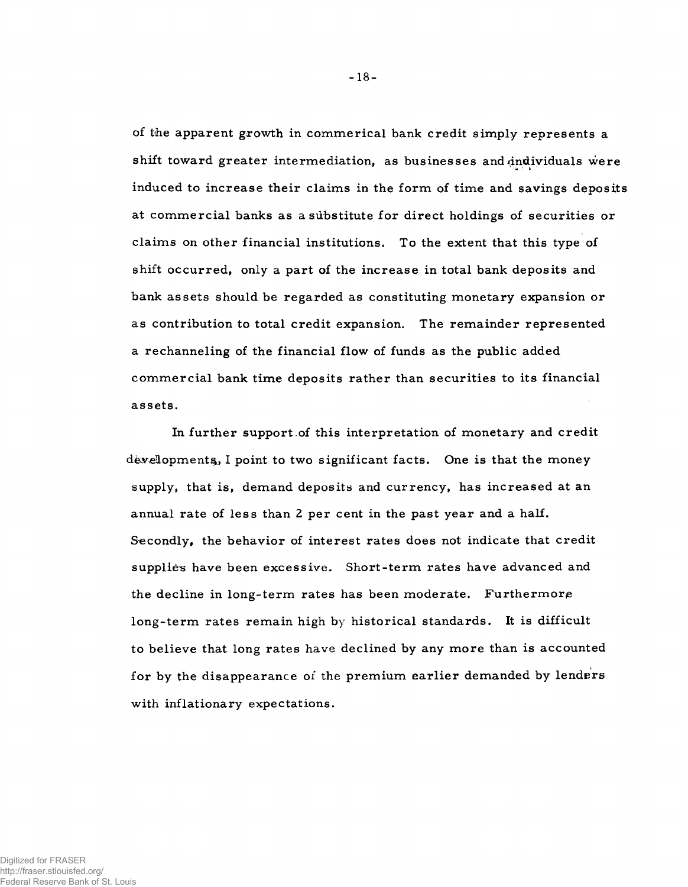of the apparent growth in commerical bank credit simply represents a shift toward greater intermediation, as businesses and individuals were induced to increase their claims in the form of time and savings deposits at commercial banks as a substitute for direct holdings of securities or claims on other financial institutions. To the extent that this type of shift occurred, only a part of the increase in total bank deposits and bank assets should be regarded as constituting monetary expansion or as contribution to total credit expansion. The remainder represented a rechanneling of the financial flow of funds as the public added commercial bank time deposits rather than securities to its financial assets.

In further support of this interpretation of monetary and credit developments, I point to two significant facts. One is that the money supply, that is, demand deposits and currency, has increased at an annual rate of less than 2 per cent in the past year and a half. Secondly, the behavior of interest rates does not indicate that credit supplies have been excessive. Short-term rates have advanced and the decline in long-term rates has been moderate. Furthermore long-term rates remain high by historical standards. It is difficult to believe that long rates have declined by any more than is accounted for by the disappearance of the premium earlier demanded by lenders with inflationary expectations.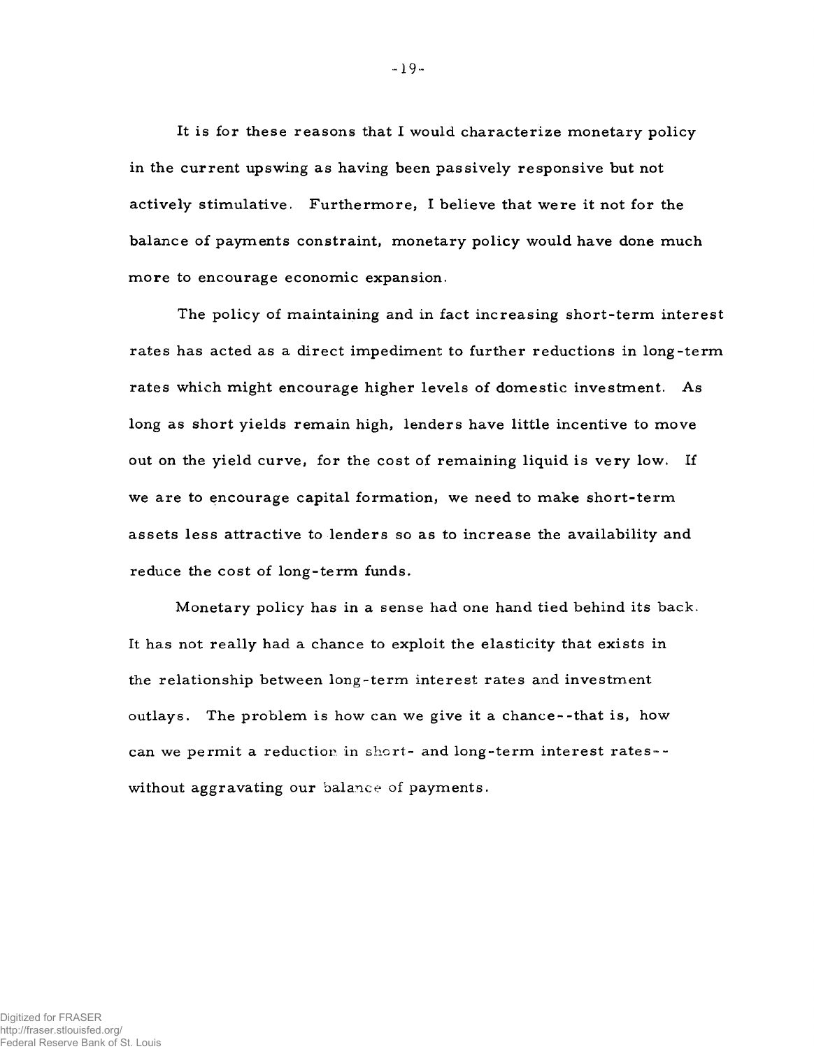It is for these reasons that I would characterize monetary policy in the current upswing as having been passively responsive but not actively stimulative. Furthermore, I believe that were it not for the balance of payments constraint, monetary policy would have done much more to encourage economic expansion.

The policy of maintaining and in fact increasing short-term interest rates has acted as a direct impediment to further reductions in long-term rates which might encourage higher levels of domestic investment. As long as short yields remain high, lenders have little incentive to move out on the yield curve, for the cost of remaining liquid is very low. If we are to encourage capital formation, we need to make short-term assets less attractive to lenders so as to increase the availability and reduce the cost of long-term funds.

Monetary policy has in a sense had one hand tied behind its back. It has not really had a chance to exploit the elasticity that exists in the relationship between long-term interest rates and investment outlays. The problem is how can we give it a chance--that is, how can we permit a reduction in short- and long-term interest rates--without aggravating our balance of payments.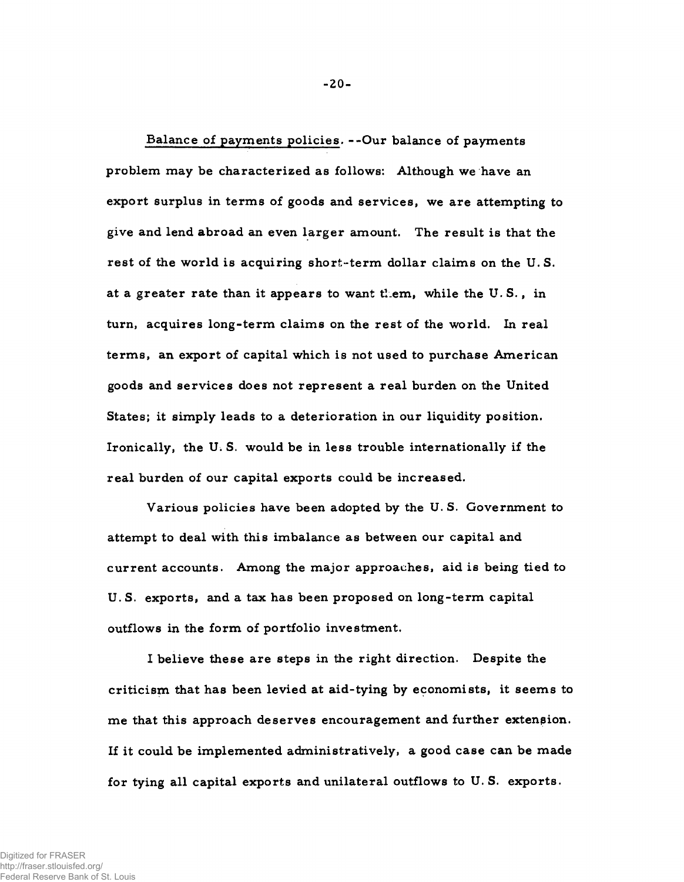Balance of payments policies. --Our balance of payments problem may be characterized as follows: Although we have an export surplus in terms of goods and services, we are attempting to give and lend abroad an even larger amount. The result is that the rest of the world is acquiring short-term dollar claims on the U. S. at a greater rate than it appears to want them, while the U. S., in turn, acquires long-term claims on the rest of the world. In real terms, an export of capital which is not used to purchase American goods and services does not represent a real burden on the United States; it simply leads to a deterioration in our liquidity position. Ironically, the U. S. would be in less trouble internationally if the real burden of our capital exports could be increased.

Various policies have been adopted by the U. S. Government to attempt to deal with this imbalance as between our capital and current accounts. Among the major approaches, aid is being tied to U. S. exports, and a tax has been proposed on long-term capital outflows in the form of portfolio investment.

I believe these are steps in the right direction. Despite the criticism that has been levied at aid-tying by economists, it seems to me that this approach deserves encouragement and further extension. If it could be implemented administratively, a good case can be made for tying all capital exports and unilateral outflows to U. S. exports.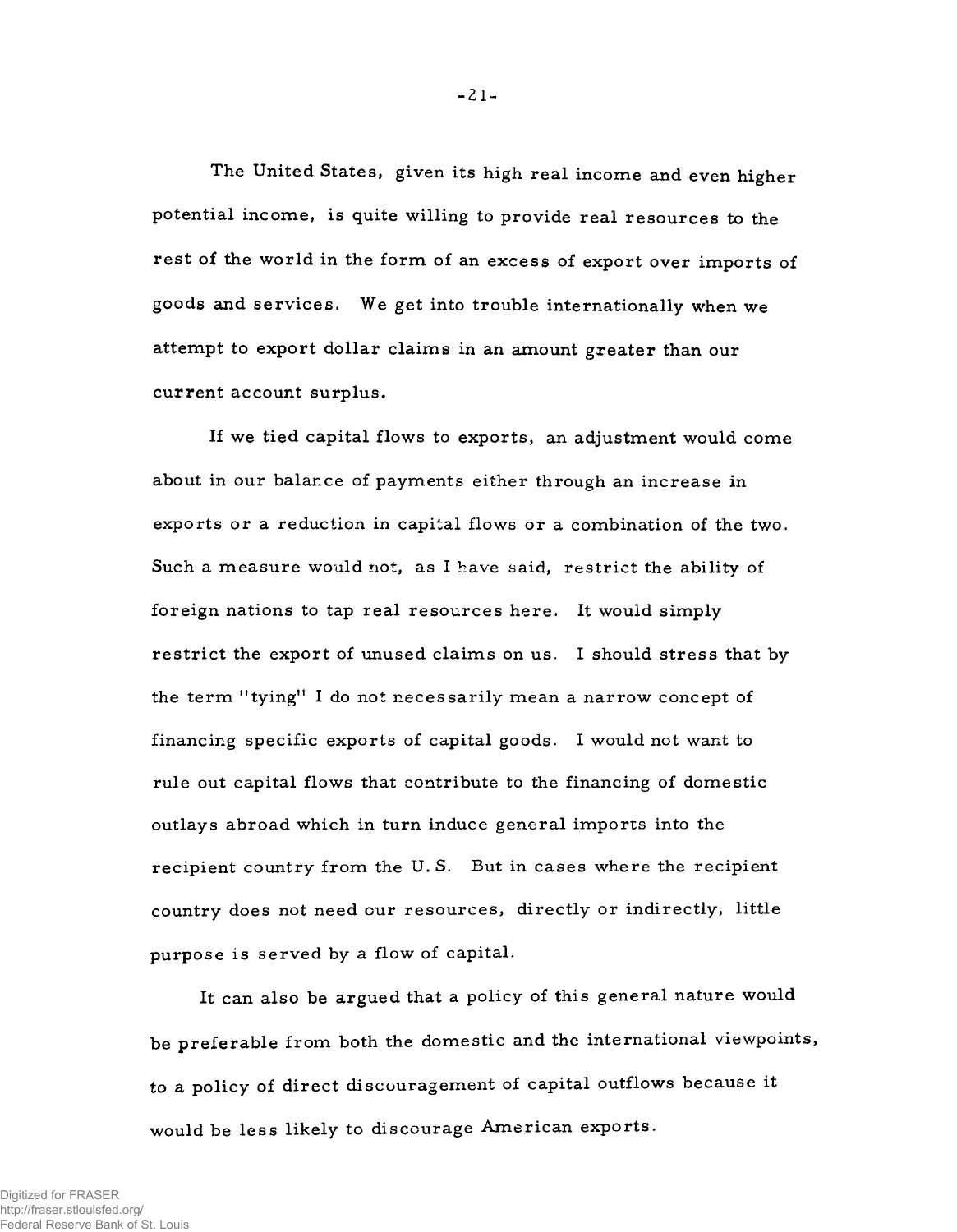The United States, given its high real income and even higher potential income, is quite willing to provide real resources to the rest of the world in the form of an excess of export over imports of goods and services. We get into trouble internationally when we attempt to export dollar claims in an amount greater than our current account surplus.

If we tied capital flows to exports, an adjustment would come about in our balance of payments either through an increase in exports or a reduction in capital flows or a combination of the two. Such a measure would not, as I have said, restrict the ability of foreign nations to tap real resources here. It would simply restrict the export of unused claims on us. I should stress that by the term "tying" I do not necessarily mean a narrow concept of financing specific exports of capital goods. I would not want to rule out capital flows that contribute to the financing of domestic outlays abroad which in turn induce general imports into the recipient country from the U.S. But in cases where the recipient country does not need our resources, directly or indirectly, little purpose is served by a flow of capital.

It can also be argued that a policy of this general nature would be preferable from both the domestic and the international viewpoints, to a policy of direct discouragement of capital outflows because it would be less likely to discourage American exports.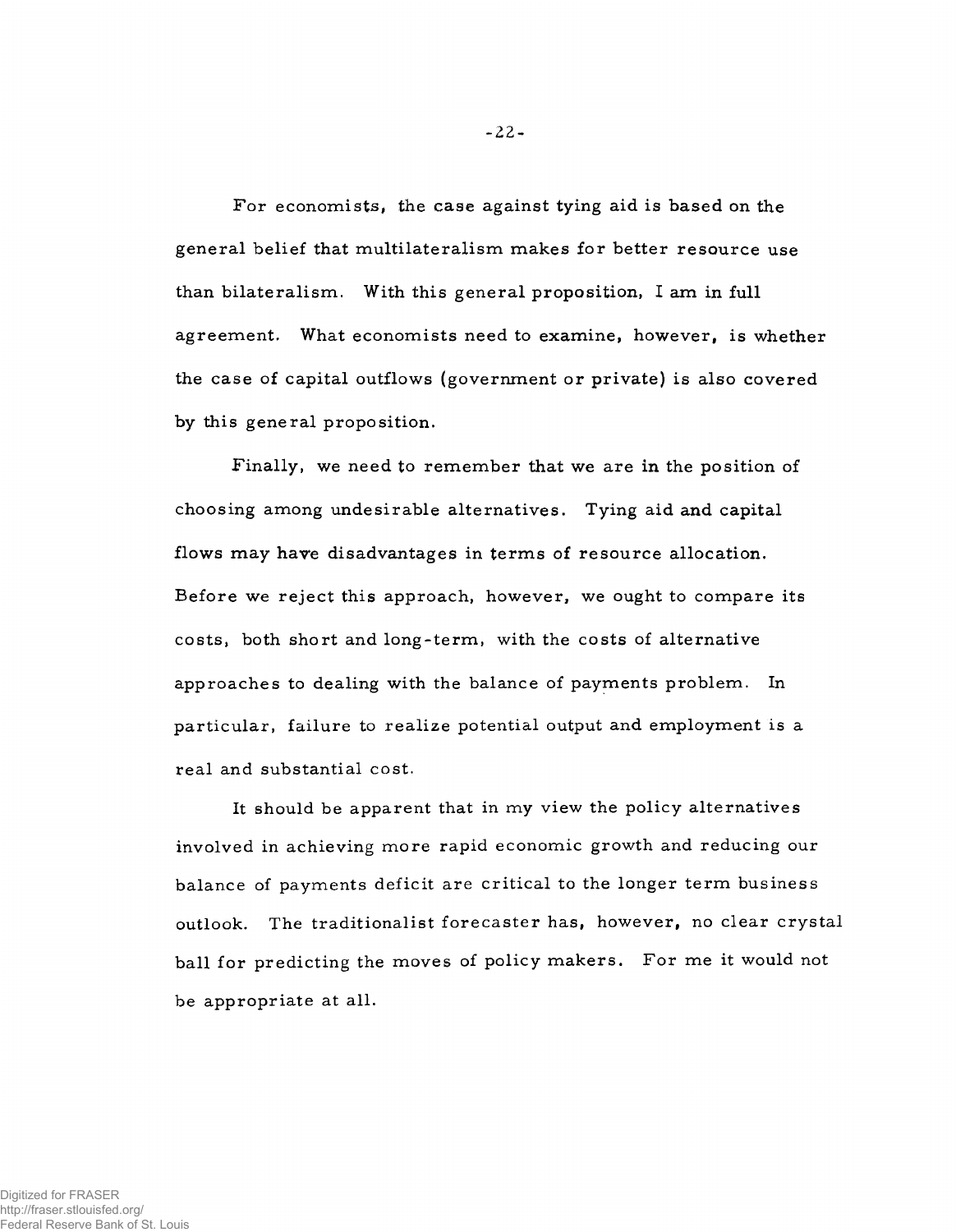For economists, the case against tying aid is based on the general belief that multilateralism makes for better resource use than bilateralism. With this general proposition, I am in full agreement. What economists need to examine, however, is whether the case of capital outflows (government or private) is also covered by this general proposition.

Finally, we need to remember that we are in the position of choosing among undesirable alternatives. Tying aid and capital flows may have disadvantages in terms of resource allocation. Before we reject this approach, however, we ought to compare its costs, both short and long-term, with the costs of alternative approaches to dealing with the balance of payments problem. In particular, failure to realize potential output and employment is a real and substantial cost.

It should be apparent that in my view the policy alternatives involved in achieving more rapid economic growth and reducing our balance of payments deficit are critical to the longer term business outlook. The traditionalist forecaster has, however, no clear crystal ball for predicting the moves of policy makers. For me it would not be appropriate at all.